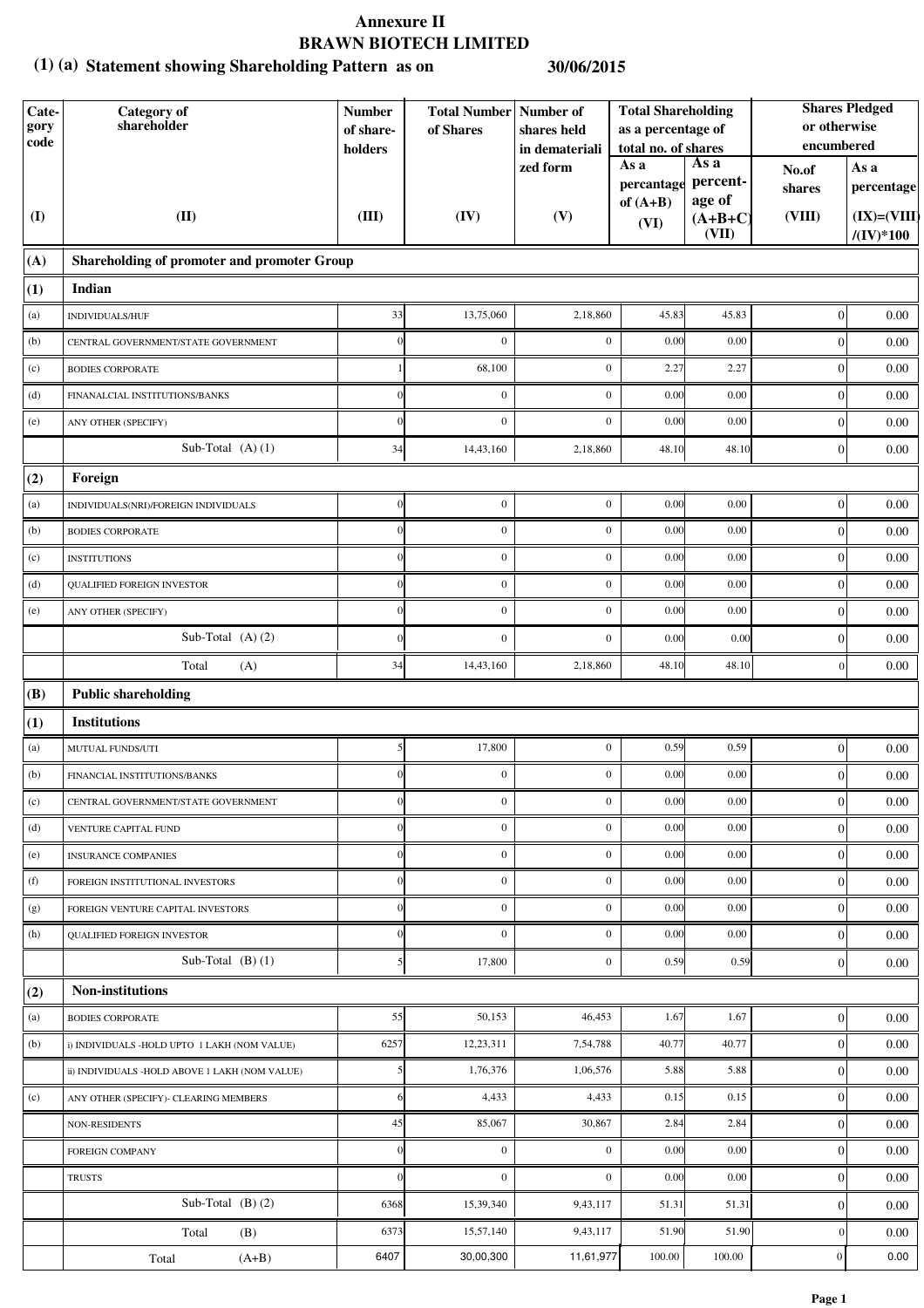# Annexure II

## BRAWN BIOTECH LIMITED

### (1) (a) Statement showing Shareholding Pattern as on 30/06/2015

| Category code | Category of shareholder | Number of share-holders | Total Number of Shares | Number of shares held in dematerialized form | Total Shareholding as a percentage of total no. of shares | | Shares Pledged or otherwise encumbered | |
|---|---|---|---|---|---|---|---|---|
| | | | | | As a percantage of (A+B) | As a percent-age of (A+B+C) | No.of shares | As a percentage |
| (I) | (II) | (III) | (IV) | (V) | (VI) | (VII) | (VIII) | (IX)=(VIII)/(IV)*100 |
| (A) | **Shareholding of promoter and promoter Group** | | | | | | | |
| (1) | **Indian** | | | | | | | |
| (a) | INDIVIDUALS/HUF | 33 | 13,75,060 | 2,18,860 | 45.83 | 45.83 | 0 | 0.00 |
| (b) | CENTRAL GOVERNMENT/STATE GOVERNMENT | 0 | 0 | 0 | 0.00 | 0.00 | 0 | 0.00 |
| (c) | BODIES CORPORATE | 1 | 68,100 | 0 | 2.27 | 2.27 | 0 | 0.00 |
| (d) | FINANALCIAL INSTITUTIONS/BANKS | 0 | 0 | 0 | 0.00 | 0.00 | 0 | 0.00 |
| (e) | ANY OTHER (SPECIFY) | 0 | 0 | 0 | 0.00 | 0.00 | 0 | 0.00 |
| | Sub-Total (A) (1) | 34 | 14,43,160 | 2,18,860 | 48.10 | 48.10 | 0 | 0.00 |
| (2) | **Foreign** | | | | | | | |
| (a) | INDIVIDUALS(NRI)/FOREIGN INDIVIDUALS | 0 | 0 | 0 | 0.00 | 0.00 | 0 | 0.00 |
| (b) | BODIES CORPORATE | 0 | 0 | 0 | 0.00 | 0.00 | 0 | 0.00 |
| (c) | INSTITUTIONS | 0 | 0 | 0 | 0.00 | 0.00 | 0 | 0.00 |
| (d) | QUALIFIED FOREIGN INVESTOR | 0 | 0 | 0 | 0.00 | 0.00 | 0 | 0.00 |
| (e) | ANY OTHER (SPECIFY) | 0 | 0 | 0 | 0.00 | 0.00 | 0 | 0.00 |
| | Sub-Total (A) (2) | 0 | 0 | 0 | 0.00 | 0.00 | 0 | 0.00 |
| | Total (A) | 34 | 14,43,160 | 2,18,860 | 48.10 | 48.10 | 0 | 0.00 |
| (B) | **Public shareholding** | | | | | | | |
| (1) | **Institutions** | | | | | | | |
| (a) | MUTUAL FUNDS/UTI | 5 | 17,800 | 0 | 0.59 | 0.59 | 0 | 0.00 |
| (b) | FINANCIAL INSTITUTIONS/BANKS | 0 | 0 | 0 | 0.00 | 0.00 | 0 | 0.00 |
| (c) | CENTRAL GOVERNMENT/STATE GOVERNMENT | 0 | 0 | 0 | 0.00 | 0.00 | 0 | 0.00 |
| (d) | VENTURE CAPITAL FUND | 0 | 0 | 0 | 0.00 | 0.00 | 0 | 0.00 |
| (e) | INSURANCE COMPANIES | 0 | 0 | 0 | 0.00 | 0.00 | 0 | 0.00 |
| (f) | FOREIGN INSTITUTIONAL INVESTORS | 0 | 0 | 0 | 0.00 | 0.00 | 0 | 0.00 |
| (g) | FOREIGN VENTURE CAPITAL INVESTORS | 0 | 0 | 0 | 0.00 | 0.00 | 0 | 0.00 |
| (h) | QUALIFIED FOREIGN INVESTOR | 0 | 0 | 0 | 0.00 | 0.00 | 0 | 0.00 |
| | Sub-Total (B) (1) | 5 | 17,800 | 0 | 0.59 | 0.59 | 0 | 0.00 |
| (2) | **Non-institutions** | | | | | | | |
| (a) | BODIES CORPORATE | 55 | 50,153 | 46,453 | 1.67 | 1.67 | 0 | 0.00 |
| (b) | i) INDIVIDUALS -HOLD UPTO 1 LAKH (NOM VALUE) | 6257 | 12,23,311 | 7,54,788 | 40.77 | 40.77 | 0 | 0.00 |
| | ii) INDIVIDUALS -HOLD ABOVE 1 LAKH (NOM VALUE) | 5 | 1,76,376 | 1,06,576 | 5.88 | 5.88 | 0 | 0.00 |
| (c) | ANY OTHER (SPECIFY)- CLEARING MEMBERS | 6 | 4,433 | 4,433 | 0.15 | 0.15 | 0 | 0.00 |
| | NON-RESIDENTS | 45 | 85,067 | 30,867 | 2.84 | 2.84 | 0 | 0.00 |
| | FOREIGN COMPANY | 0 | 0 | 0 | 0.00 | 0.00 | 0 | 0.00 |
| | TRUSTS | 0 | 0 | 0 | 0.00 | 0.00 | 0 | 0.00 |
| | Sub-Total (B) (2) | 6368 | 15,39,340 | 9,43,117 | 51.31 | 51.31 | 0 | 0.00 |
| | Total (B) | 6373 | 15,57,140 | 9,43,117 | 51.90 | 51.90 | 0 | 0.00 |
| | Total (A+B) | 6407 | 30,00,300 | 11,61,977 | 100.00 | 100.00 | 0 | 0.00 |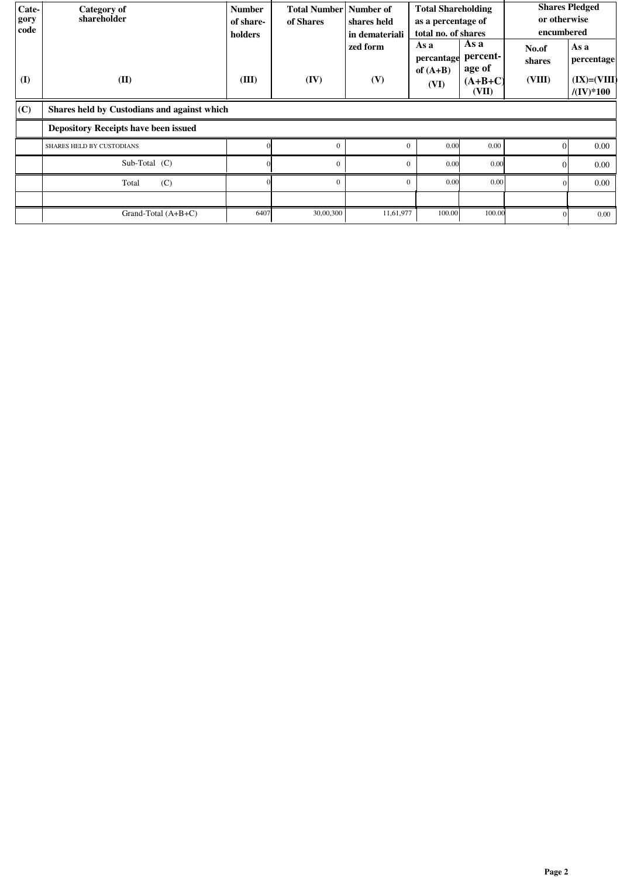| Category code (I) | Category of shareholder (II) | Number of shareholders (III) | Total Number of Shares (IV) | Number of shares held in dematerialized form (V) | Total Shareholding as a percentage of total no. of shares | | Shares Pledged or otherwise encumbered | |
|---|---|---|---|---|---|---|---|---|
| | | | | | As a percantage of (A+B) (VI) | As a percentage of (A+B+C) (VII) | No.of shares (VIII) | As a percentage (IX)=(VIII)/(IV)*100 |
| (C) | **Shares held by Custodians and against which** | | | | | | | |
| | **Depository Receipts have been issued** | | | | | | | |
| | SHARES HELD BY CUSTODIANS | 0 | 0 | 0 | 0.00 | 0.00 | 0 | 0.00 |
| | Sub-Total (C) | 0 | 0 | 0 | 0.00 | 0.00 | 0 | 0.00 |
| | Total (C) | 0 | 0 | 0 | 0.00 | 0.00 | 0 | 0.00 |
| | | | | | | | | |
| | Grand-Total (A+B+C) | 6407 | 30,00,300 | 11,61,977 | 100.00 | 100.00 | 0 | 0.00 |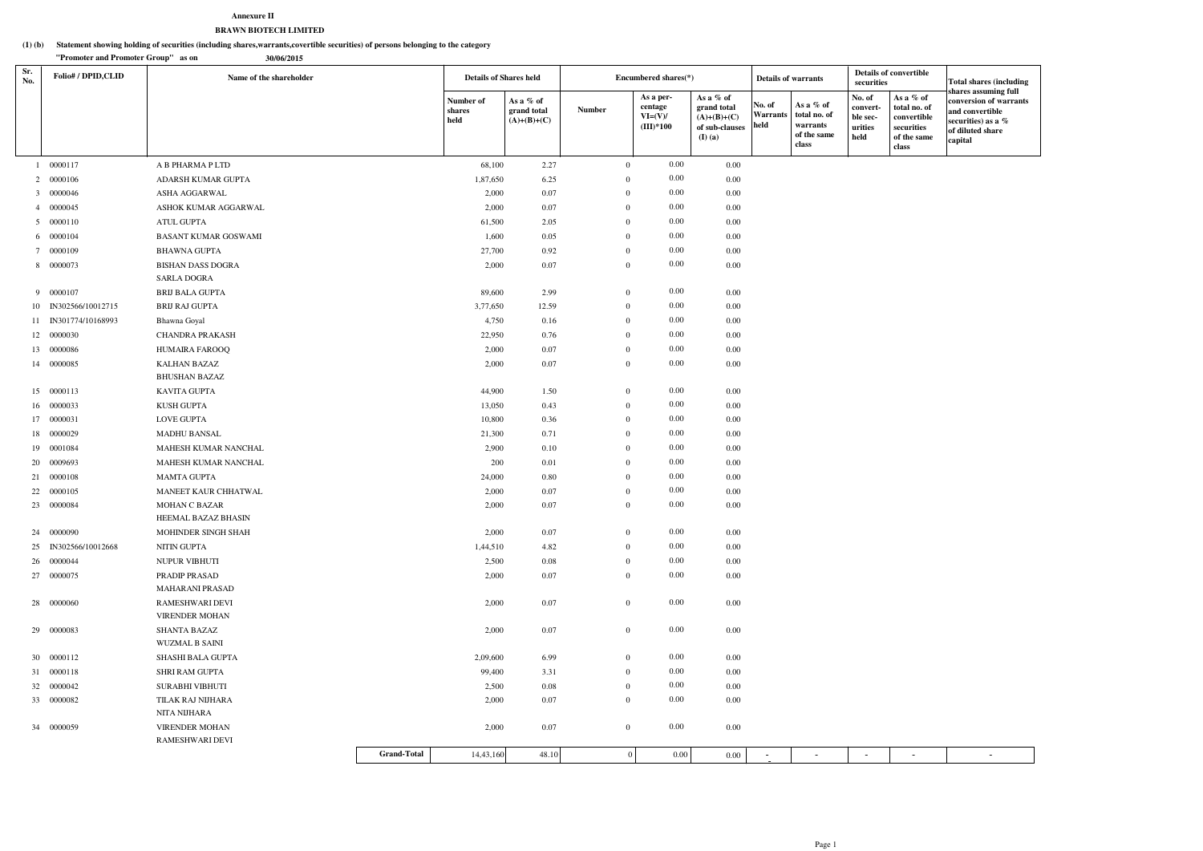**Annexure II**

**BRAWN BIOTECH LIMITED**

**(1) (b) Statement showing holding of securities (including shares,warrants,covertible securities) of persons belonging to the category "Promoter and Promoter Group" as on 30/06/2015**

| Sr. No. | Folio# / DPID,CLID | Name of the shareholder | Details of Shares held | | Encumbered shares(*) | | | Details of warrants | | Details of convertible securities | | Total shares (including shares assuming full conversion of warrants and convertible securities) as a % of diluted share capital |
|---|---|---|---|---|---|---|---|---|---|---|---|---|
| | | | Number of shares held | As a % of grand total (A)+(B)+(C) | Number | As a per-centage VI=(V)/(III)*100 | As a % of grand total (A)+(B)+(C) of sub-clauses (I) (a) | No. of Warrants held | As a % total no. of warrants of the same class | No. of convert-ble sec-urities held | As a % of total no. of convertible securities of the same class | |
| 1 | 0000117 | A B PHARMA P LTD | 68,100 | 2.27 | 0 | 0.00 | 0.00 | | | | | |
| 2 | 0000106 | ADARSH KUMAR GUPTA | 1,87,650 | 6.25 | 0 | 0.00 | 0.00 | | | | | |
| 3 | 0000046 | ASHA AGGARWAL | 2,000 | 0.07 | 0 | 0.00 | 0.00 | | | | | |
| 4 | 0000045 | ASHOK KUMAR AGGARWAL | 2,000 | 0.07 | 0 | 0.00 | 0.00 | | | | | |
| 5 | 0000110 | ATUL GUPTA | 61,500 | 2.05 | 0 | 0.00 | 0.00 | | | | | |
| 6 | 0000104 | BASANT KUMAR GOSWAMI | 1,600 | 0.05 | 0 | 0.00 | 0.00 | | | | | |
| 7 | 0000109 | BHAWNA GUPTA | 27,700 | 0.92 | 0 | 0.00 | 0.00 | | | | | |
| 8 | 0000073 | BISHAN DASS DOGRA<br>SARLA DOGRA | 2,000 | 0.07 | 0 | 0.00 | 0.00 | | | | | |
| 9 | 0000107 | BRIJ BALA GUPTA | 89,600 | 2.99 | 0 | 0.00 | 0.00 | | | | | |
| 10 | IN302566/10012715 | BRIJ RAJ GUPTA | 3,77,650 | 12.59 | 0 | 0.00 | 0.00 | | | | | |
| 11 | IN301774/10168993 | Bhawna Goyal | 4,750 | 0.16 | 0 | 0.00 | 0.00 | | | | | |
| 12 | 0000030 | CHANDRA PRAKASH | 22,950 | 0.76 | 0 | 0.00 | 0.00 | | | | | |
| 13 | 0000086 | HUMAIRA FAROOQ | 2,000 | 0.07 | 0 | 0.00 | 0.00 | | | | | |
| 14 | 0000085 | KALHAN BAZAZ<br>BHUSHAN BAZAZ | 2,000 | 0.07 | 0 | 0.00 | 0.00 | | | | | |
| 15 | 0000113 | KAVITA GUPTA | 44,900 | 1.50 | 0 | 0.00 | 0.00 | | | | | |
| 16 | 0000033 | KUSH GUPTA | 13,050 | 0.43 | 0 | 0.00 | 0.00 | | | | | |
| 17 | 0000031 | LOVE GUPTA | 10,800 | 0.36 | 0 | 0.00 | 0.00 | | | | | |
| 18 | 0000029 | MADHU BANSAL | 21,300 | 0.71 | 0 | 0.00 | 0.00 | | | | | |
| 19 | 0001084 | MAHESH KUMAR NANCHAL | 2,900 | 0.10 | 0 | 0.00 | 0.00 | | | | | |
| 20 | 0009693 | MAHESH KUMAR NANCHAL | 200 | 0.01 | 0 | 0.00 | 0.00 | | | | | |
| 21 | 0000108 | MAMTA GUPTA | 24,000 | 0.80 | 0 | 0.00 | 0.00 | | | | | |
| 22 | 0000105 | MANEET KAUR CHHATWAL | 2,000 | 0.07 | 0 | 0.00 | 0.00 | | | | | |
| 23 | 0000084 | MOHAN C BAZAR<br>HEEMAL BAZAZ BHASIN | 2,000 | 0.07 | 0 | 0.00 | 0.00 | | | | | |
| 24 | 0000090 | MOHINDER SINGH SHAH | 2,000 | 0.07 | 0 | 0.00 | 0.00 | | | | | |
| 25 | IN302566/10012668 | NITIN GUPTA | 1,44,510 | 4.82 | 0 | 0.00 | 0.00 | | | | | |
| 26 | 0000044 | NUPUR VIBHUTI | 2,500 | 0.08 | 0 | 0.00 | 0.00 | | | | | |
| 27 | 0000075 | PRADIP PRASAD<br>MAHARANI PRASAD | 2,000 | 0.07 | 0 | 0.00 | 0.00 | | | | | |
| 28 | 0000060 | RAMESHWARI DEVI<br>VIRENDER MOHAN | 2,000 | 0.07 | 0 | 0.00 | 0.00 | | | | | |
| 29 | 0000083 | SHANTA BAZAZ<br>WUZMAL B SAINI | 2,000 | 0.07 | 0 | 0.00 | 0.00 | | | | | |
| 30 | 0000112 | SHASHI BALA GUPTA | 2,09,600 | 6.99 | 0 | 0.00 | 0.00 | | | | | |
| 31 | 0000118 | SHRI RAM GUPTA | 99,400 | 3.31 | 0 | 0.00 | 0.00 | | | | | |
| 32 | 0000042 | SURABHI VIBHUTI | 2,500 | 0.08 | 0 | 0.00 | 0.00 | | | | | |
| 33 | 0000082 | TILAK RAJ NIJHARA<br>NITA NIJHARA | 2,000 | 0.07 | 0 | 0.00 | 0.00 | | | | | |
| 34 | 0000059 | VIRENDER MOHAN<br>RAMESHWARI DEVI | 2,000 | 0.07 | 0 | 0.00 | 0.00 | | | | | |
| | | **Grand-Total** | 14,43,160 | 48.10 | 0 | 0.00 | 0.00 | - | - | - | - | - |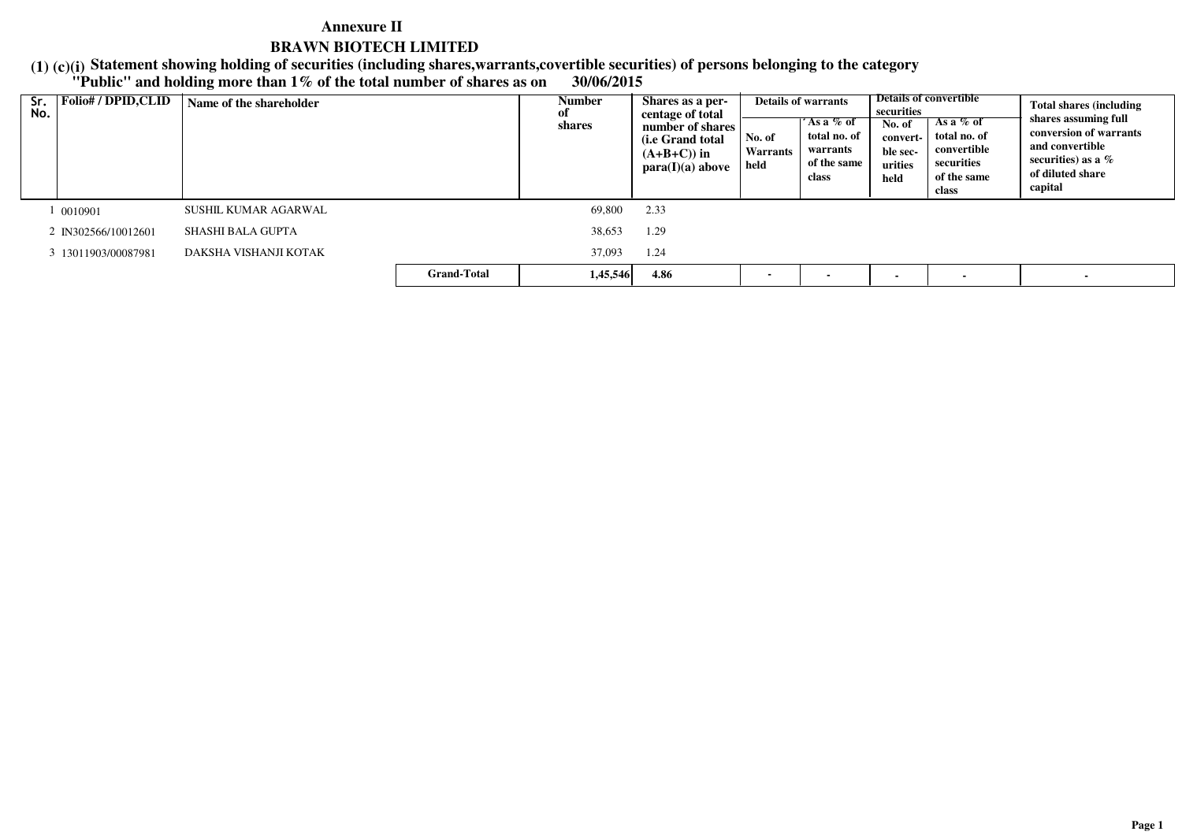# Annexure II

## BRAWN BIOTECH LIMITED

**(1) (c)(i) Statement showing holding of securities (including shares,warrants,covertible securities) of persons belonging to the category "Public" and holding more than 1% of the total number of shares as on 30/06/2015**

| Sr. No. | Folio# / DPID,CLID | Name of the shareholder | | Number of shares | Shares as a per-centage of total number of shares (i.e Grand total (A+B+C)) in para(I)(a) above | Details of warrants | | Details of convertible securities | | Total shares (including shares assuming full conversion of warrants and convertible securities) as a % of diluted share capital |
|---|---|---|---|---|---|---|---|---|---|---|
| | | | | | | No. of Warrants held | As a % of total no. of warrants of the same class | No. of convert-ble sec-urities held | As a % of total no. of convertible securities of the same class | |
| 1 | 0010901 | SUSHIL KUMAR AGARWAL | | 69,800 | 2.33 | | | | | |
| 2 | IN302566/10012601 | SHASHI BALA GUPTA | | 38,653 | 1.29 | | | | | |
| 3 | 13011903/00087981 | DAKSHA VISHANJI KOTAK | | 37,093 | 1.24 | | | | | |
| | | | **Grand-Total** | **1,45,546** | **4.86** | - | - | - | - | - |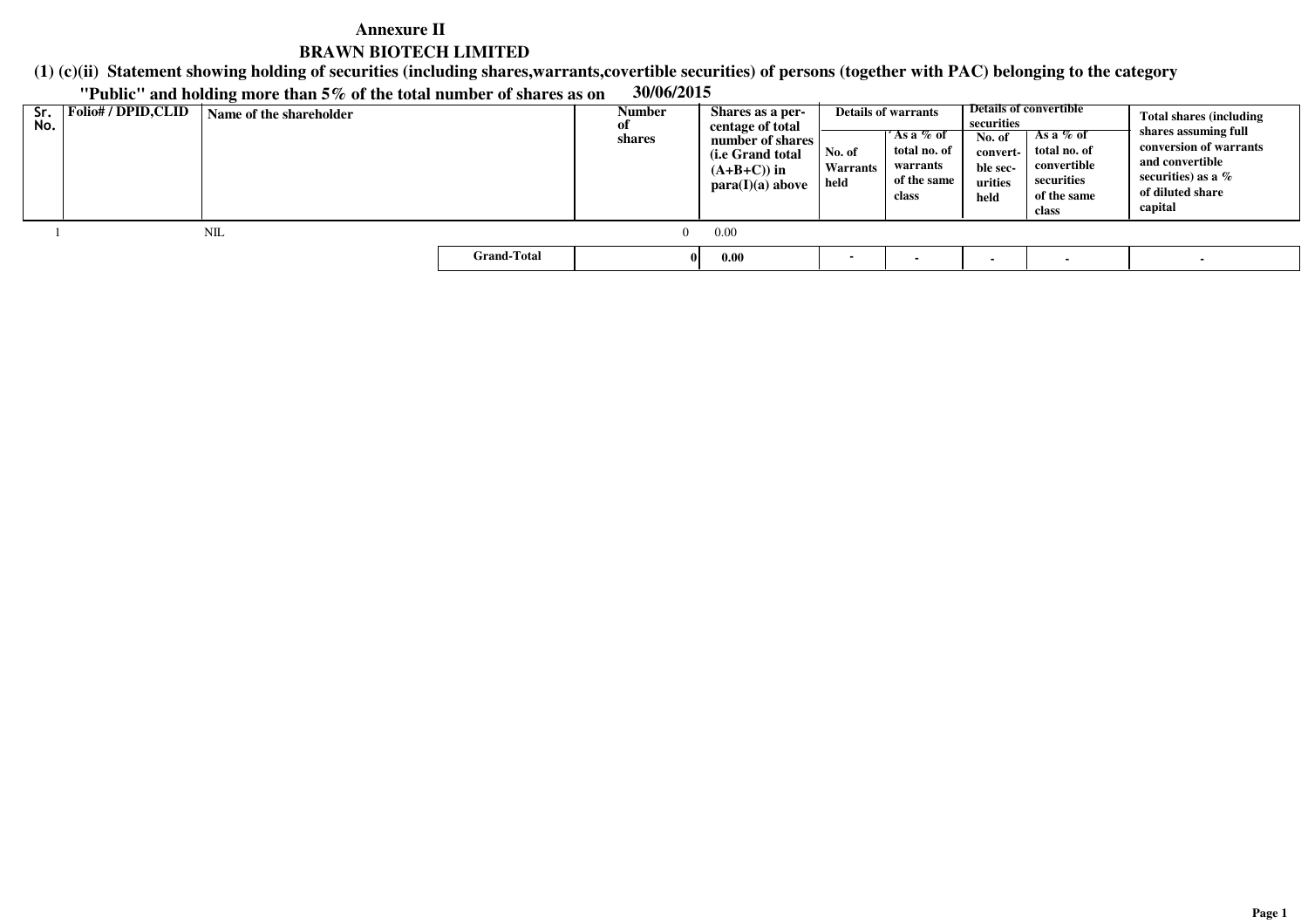# Annexure II

## BRAWN BIOTECH LIMITED

**(1) (c)(ii) Statement showing holding of securities (including shares,warrants,covertible securities) of persons (together with PAC) belonging to the category "Public" and holding more than 5% of the total number of shares as on 30/06/2015**

| Sr. No. | Folio# / DPID,CLID | Name of the shareholder | Number of shares | Shares as a per-centage of total number of shares (i.e Grand total (A+B+C)) in para(I)(a) above | Details of warrants | | Details of convertible securities | | Total shares (including shares assuming full conversion of warrants and convertible securities) as a % of diluted share capital |
|---|---|---|---|---|---|---|---|---|---|
| | | | | | No. of Warrants held | As a % of total no. of warrants of the same class | No. of convert-ble sec-urities held | As a % of total no. of convertible securities of the same class | |
| 1 | | NIL | 0 | 0.00 | | | | | |
| | | **Grand-Total** | **0** | **0.00** | - | - | - | - | - |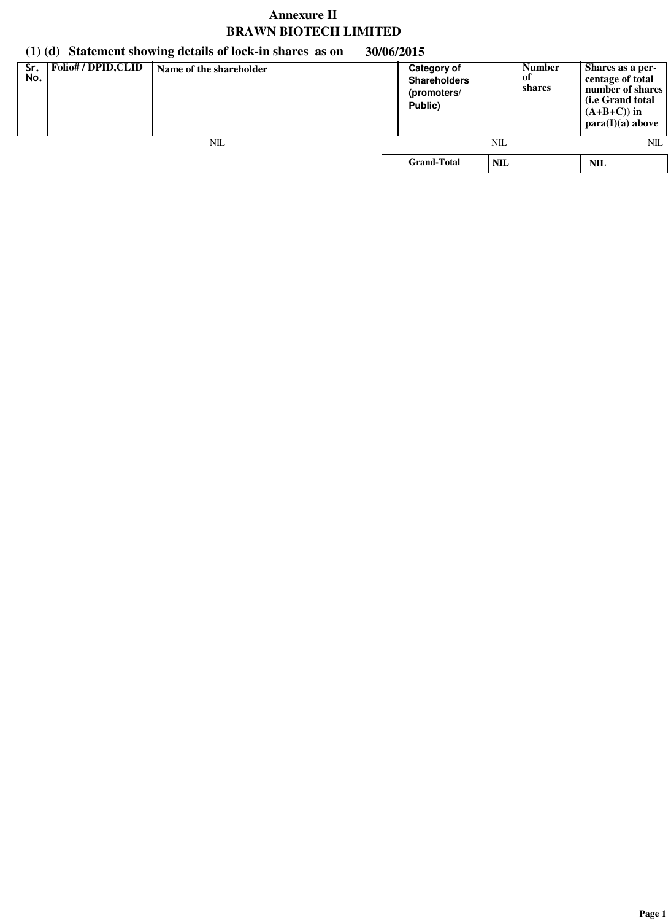# Annexure II

## BRAWN BIOTECH LIMITED

### (1) (d) Statement showing details of lock-in shares as on 30/06/2015

| Sr. No. | Folio# / DPID,CLID | Name of the shareholder | Category of Shareholders (promoters/ Public) | Number of shares | Shares as a percentage of total number of shares (i.e Grand total (A+B+C)) in para(I)(a) above |
|---|---|---|---|---|---|
| | | NIL | | NIL | NIL |
| | | | **Grand-Total** | **NIL** | **NIL** |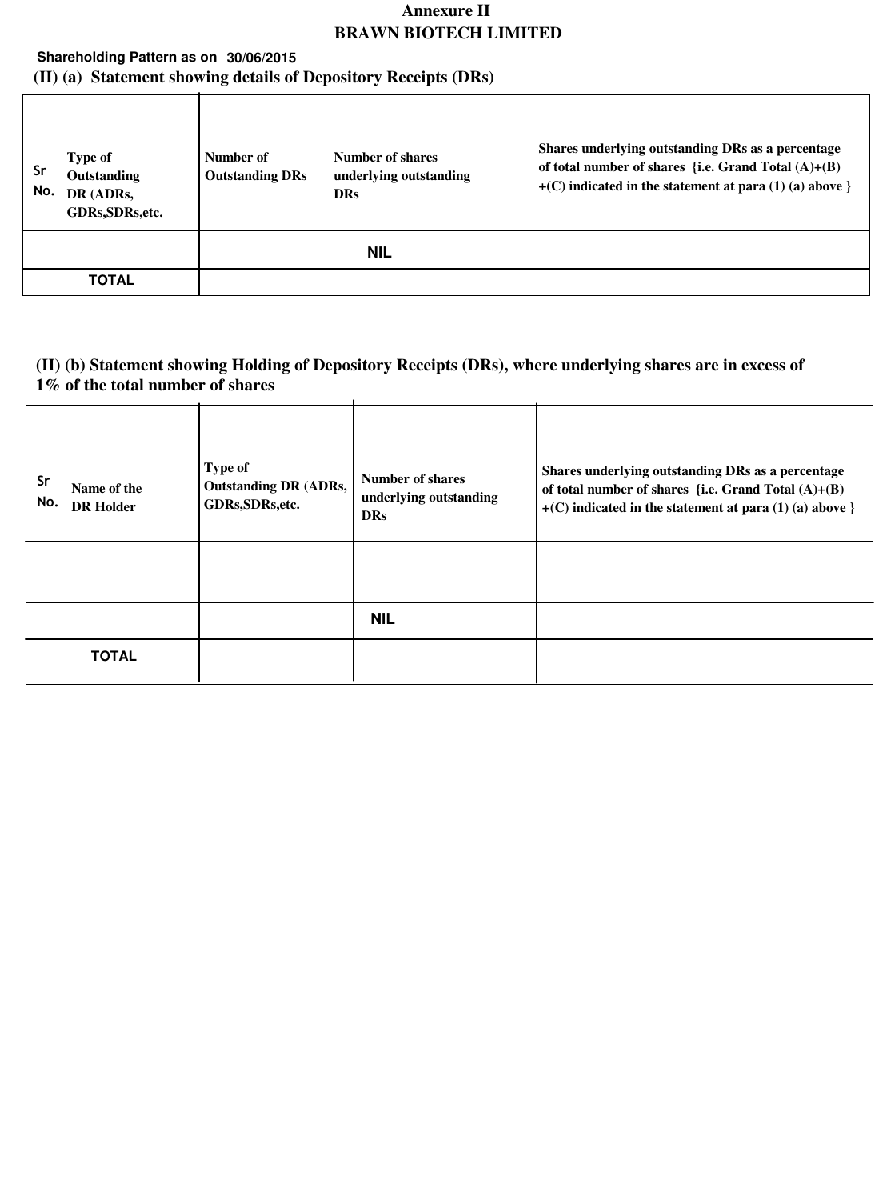# Annexure II

# BRAWN BIOTECH LIMITED

**Shareholding Pattern as on 30/06/2015**

## (II) (a) Statement showing details of Depository Receipts (DRs)

| Sr No. | Type of Outstanding DR (ADRs, GDRs,SDRs,etc. | Number of Outstanding DRs | Number of shares underlying outstanding DRs | Shares underlying outstanding DRs as a percentage of total number of shares {i.e. Grand Total (A)+(B)+(C) indicated in the statement at para (1) (a) above } |
|---|---|---|---|---|
| | | | NIL | |
| | TOTAL | | | |

## (II) (b) Statement showing Holding of Depository Receipts (DRs), where underlying shares are in excess of 1% of the total number of shares

| Sr No. | Name of the DR Holder | Type of Outstanding DR (ADRs, GDRs,SDRs,etc. | Number of shares underlying outstanding DRs | Shares underlying outstanding DRs as a percentage of total number of shares {i.e. Grand Total (A)+(B)+(C) indicated in the statement at para (1) (a) above } |
|---|---|---|---|---|
| | | | | |
| | | | NIL | |
| | TOTAL | | | |